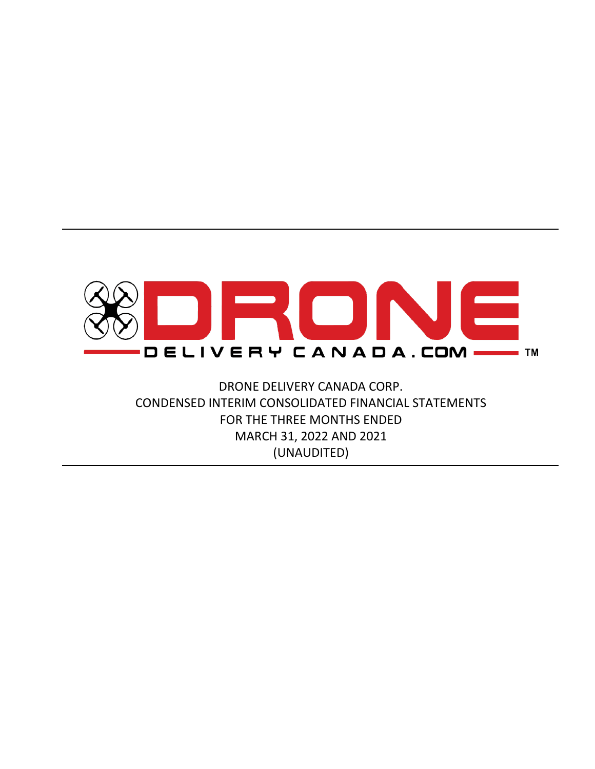DRONE DELIVERY CANADA.COM ™

DRONE DELIVERY CANADA CORP.

CONDENSED INTERIM CONSOLIDATED FINANCIAL STATEMENTS

FOR THE THREE MONTHS ENDED

MARCH 31, 2022 AND 2021

(UNAUDITED)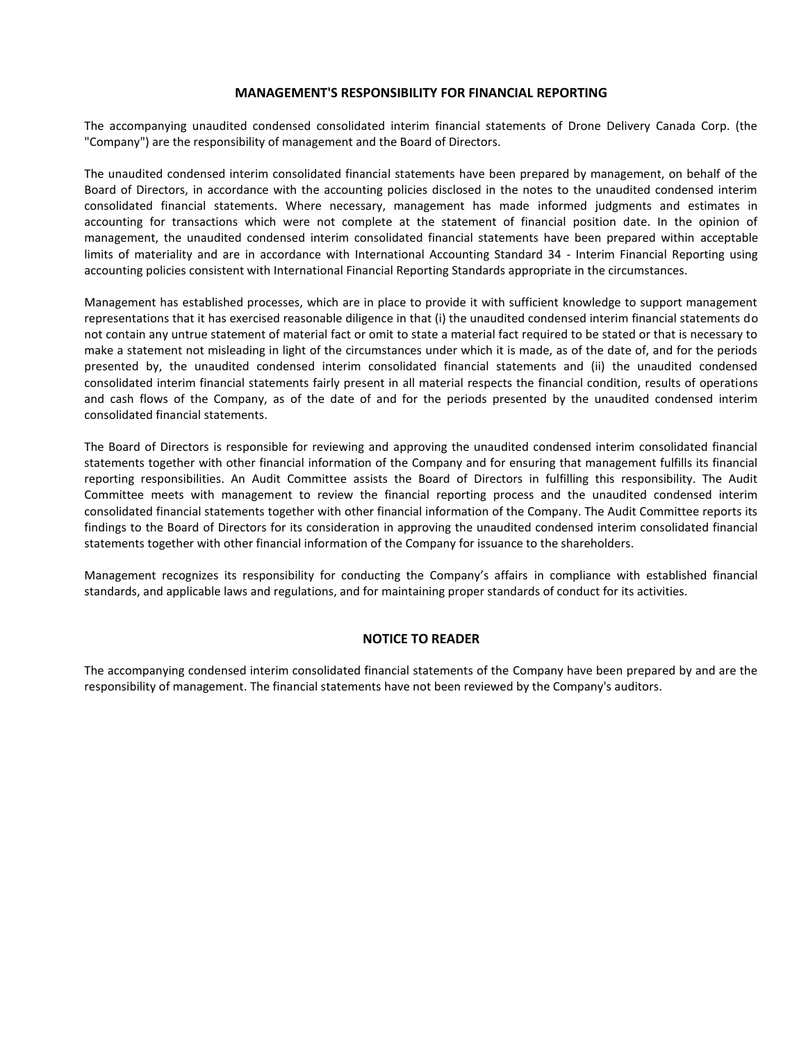## MANAGEMENT'S RESPONSIBILITY FOR FINANCIAL REPORTING

The accompanying unaudited condensed consolidated interim financial statements of Drone Delivery Canada Corp. (the "Company") are the responsibility of management and the Board of Directors.

The unaudited condensed interim consolidated financial statements have been prepared by management, on behalf of the Board of Directors, in accordance with the accounting policies disclosed in the notes to the unaudited condensed interim consolidated financial statements. Where necessary, management has made informed judgments and estimates in accounting for transactions which were not complete at the statement of financial position date. In the opinion of management, the unaudited condensed interim consolidated financial statements have been prepared within acceptable limits of materiality and are in accordance with International Accounting Standard 34 - Interim Financial Reporting using accounting policies consistent with International Financial Reporting Standards appropriate in the circumstances.

Management has established processes, which are in place to provide it with sufficient knowledge to support management representations that it has exercised reasonable diligence in that (i) the unaudited condensed interim financial statements do not contain any untrue statement of material fact or omit to state a material fact required to be stated or that is necessary to make a statement not misleading in light of the circumstances under which it is made, as of the date of, and for the periods presented by, the unaudited condensed interim consolidated financial statements and (ii) the unaudited condensed consolidated interim financial statements fairly present in all material respects the financial condition, results of operations and cash flows of the Company, as of the date of and for the periods presented by the unaudited condensed interim consolidated financial statements.

The Board of Directors is responsible for reviewing and approving the unaudited condensed interim consolidated financial statements together with other financial information of the Company and for ensuring that management fulfills its financial reporting responsibilities. An Audit Committee assists the Board of Directors in fulfilling this responsibility. The Audit Committee meets with management to review the financial reporting process and the unaudited condensed interim consolidated financial statements together with other financial information of the Company. The Audit Committee reports its findings to the Board of Directors for its consideration in approving the unaudited condensed interim consolidated financial statements together with other financial information of the Company for issuance to the shareholders.

Management recognizes its responsibility for conducting the Company's affairs in compliance with established financial standards, and applicable laws and regulations, and for maintaining proper standards of conduct for its activities.

## NOTICE TO READER

The accompanying condensed interim consolidated financial statements of the Company have been prepared by and are the responsibility of management. The financial statements have not been reviewed by the Company's auditors.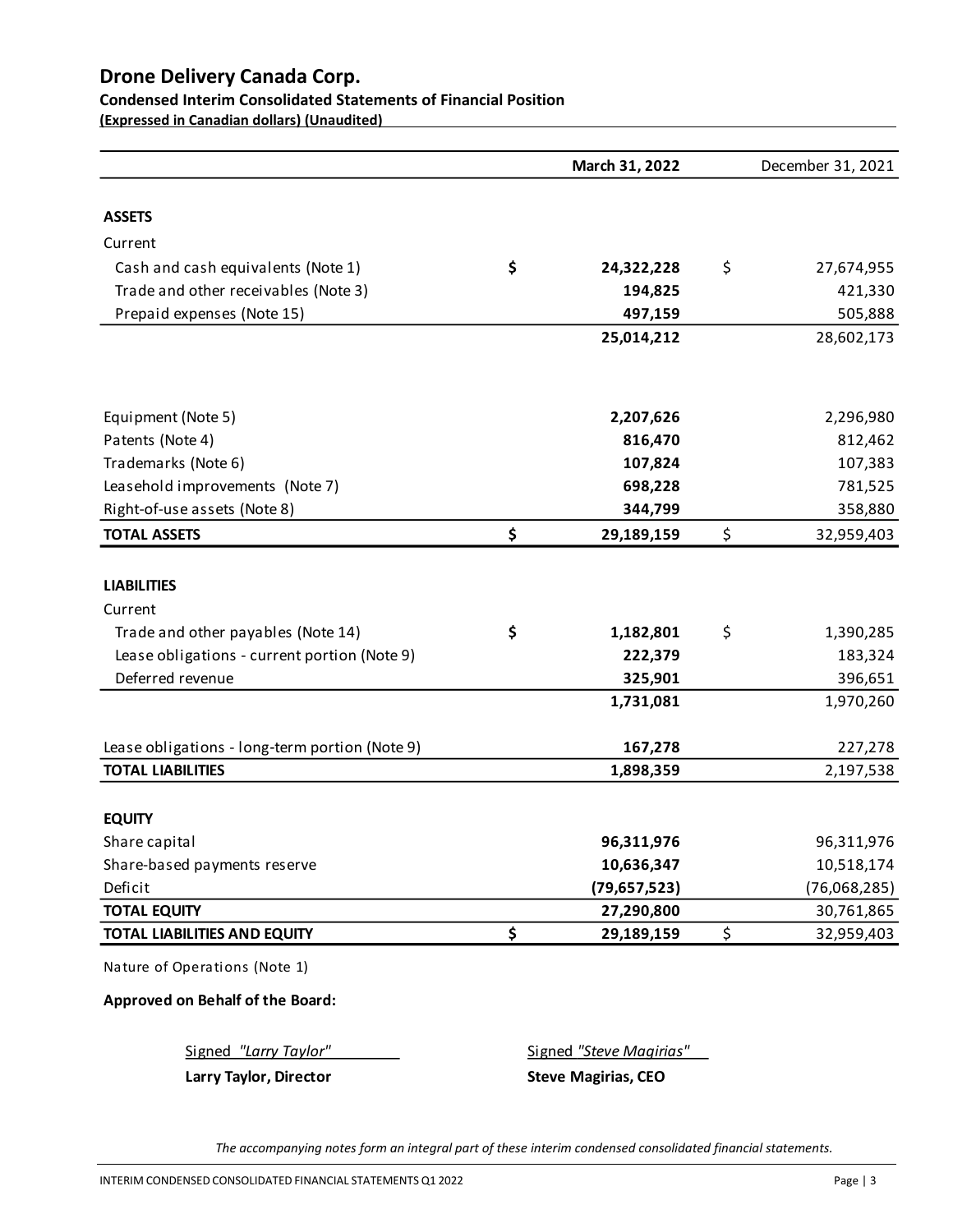# Drone Delivery Canada Corp.

**Condensed Interim Consolidated Statements of Financial Position**

**(Expressed in Canadian dollars) (Unaudited)**

| | March 31, 2022 | December 31, 2021 |
|---|---|---|
| **ASSETS** | | |
| Current | | |
| Cash and cash equivalents (Note 1) | $ **24,322,228** | $ 27,674,955 |
| Trade and other receivables (Note 3) | **194,825** | 421,330 |
| Prepaid expenses (Note 15) | **497,159** | 505,888 |
| | **25,014,212** | 28,602,173 |
| Equipment (Note 5) | **2,207,626** | 2,296,980 |
| Patents (Note 4) | **816,470** | 812,462 |
| Trademarks (Note 6) | **107,824** | 107,383 |
| Leasehold improvements (Note 7) | **698,228** | 781,525 |
| Right-of-use assets (Note 8) | **344,799** | 358,880 |
| **TOTAL ASSETS** | $ **29,189,159** | $ 32,959,403 |
| **LIABILITIES** | | |
| Current | | |
| Trade and other payables (Note 14) | $ **1,182,801** | $ 1,390,285 |
| Lease obligations - current portion (Note 9) | **222,379** | 183,324 |
| Deferred revenue | **325,901** | 396,651 |
| | **1,731,081** | 1,970,260 |
| Lease obligations - long-term portion (Note 9) | **167,278** | 227,278 |
| **TOTAL LIABILITIES** | **1,898,359** | 2,197,538 |
| **EQUITY** | | |
| Share capital | **96,311,976** | 96,311,976 |
| Share-based payments reserve | **10,636,347** | 10,518,174 |
| Deficit | **(79,657,523)** | (76,068,285) |
| **TOTAL EQUITY** | **27,290,800** | 30,761,865 |
| **TOTAL LIABILITIES AND EQUITY** | $ **29,189,159** | $ 32,959,403 |

Nature of Operations (Note 1)

**Approved on Behalf of the Board:**

Signed *"Larry Taylor"*
**Larry Taylor, Director**

Signed *"Steve Magirias"*
**Steve Magirias, CEO**

*The accompanying notes form an integral part of these interim condensed consolidated financial statements.*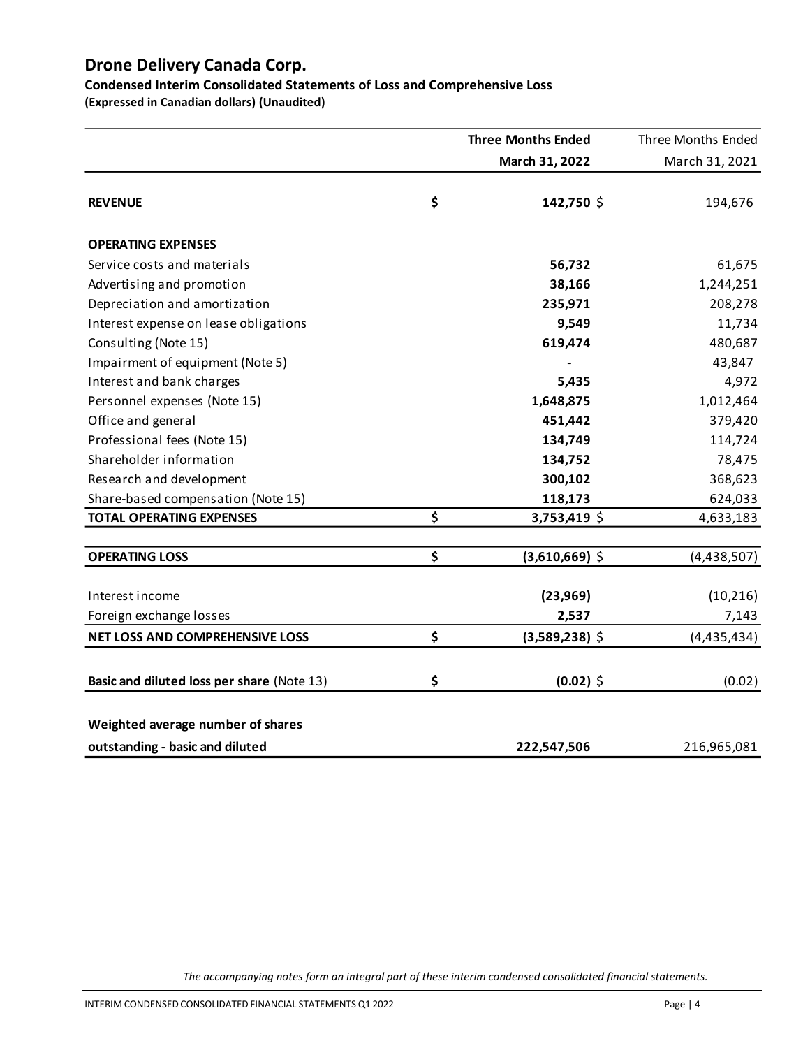# Drone Delivery Canada Corp.

**Condensed Interim Consolidated Statements of Loss and Comprehensive Loss**

**(Expressed in Canadian dollars) (Unaudited)**

| | **Three Months Ended March 31, 2022** | Three Months Ended March 31, 2021 |
|---|---|---|
| **REVENUE** | **$ 142,750** | $ 194,676 |
| **OPERATING EXPENSES** | | |
| Service costs and materials | **56,732** | 61,675 |
| Advertising and promotion | **38,166** | 1,244,251 |
| Depreciation and amortization | **235,971** | 208,278 |
| Interest expense on lease obligations | **9,549** | 11,734 |
| Consulting (Note 15) | **619,474** | 480,687 |
| Impairment of equipment (Note 5) | **-** | 43,847 |
| Interest and bank charges | **5,435** | 4,972 |
| Personnel expenses (Note 15) | **1,648,875** | 1,012,464 |
| Office and general | **451,442** | 379,420 |
| Professional fees (Note 15) | **134,749** | 114,724 |
| Shareholder information | **134,752** | 78,475 |
| Research and development | **300,102** | 368,623 |
| Share-based compensation (Note 15) | **118,173** | 624,033 |
| **TOTAL OPERATING EXPENSES** | **$ 3,753,419** | $ 4,633,183 |
| **OPERATING LOSS** | **$ (3,610,669)** | $ (4,438,507) |
| Interest income | **(23,969)** | (10,216) |
| Foreign exchange losses | **2,537** | 7,143 |
| **NET LOSS AND COMPREHENSIVE LOSS** | **$ (3,589,238)** | $ (4,435,434) |
| **Basic and diluted loss per share** (Note 13) | **$ (0.02)** | $ (0.02) |
| **Weighted average number of shares outstanding - basic and diluted** | **222,547,506** | 216,965,081 |

*The accompanying notes form an integral part of these interim condensed consolidated financial statements.*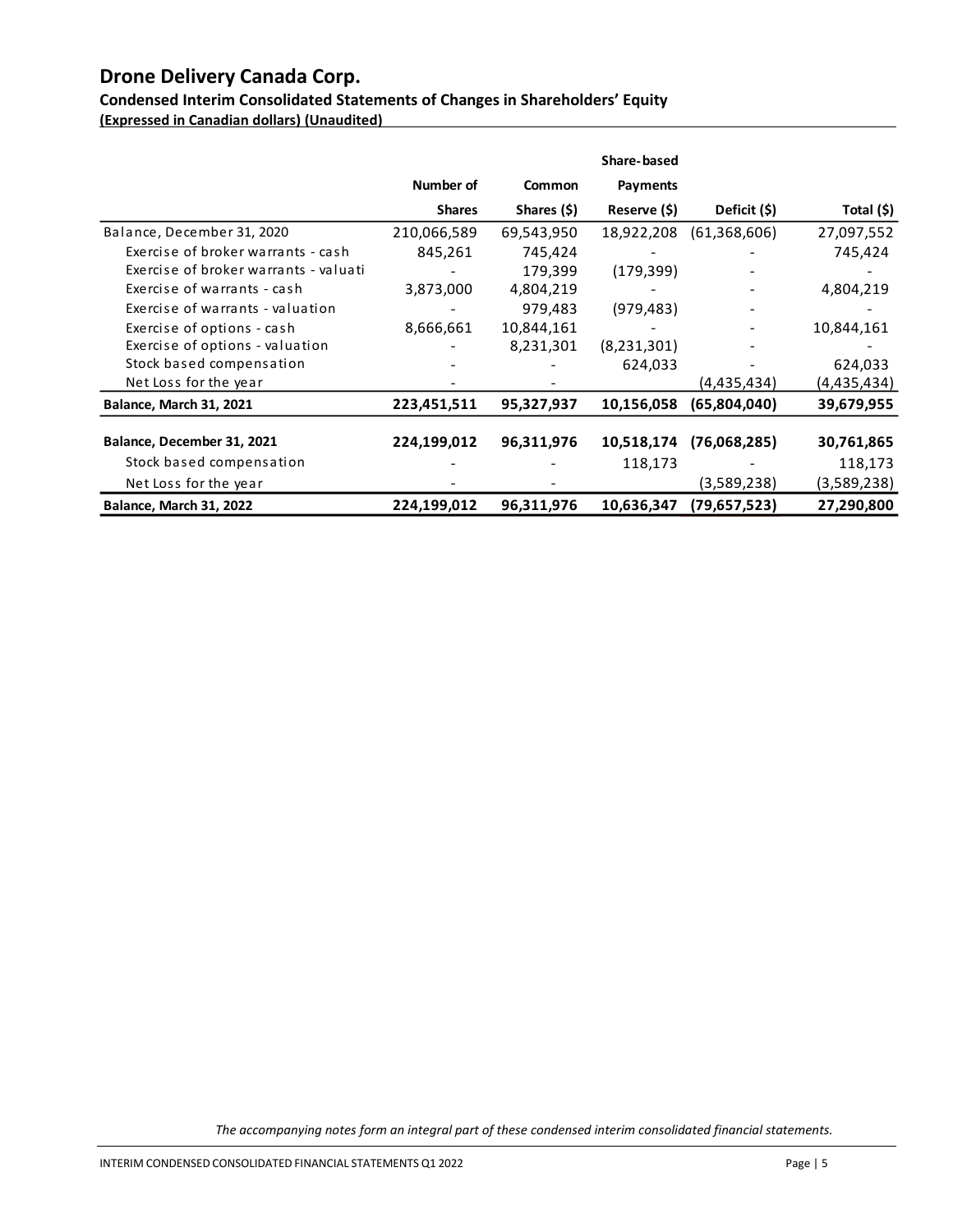# Drone Delivery Canada Corp.

**Condensed Interim Consolidated Statements of Changes in Shareholders' Equity**

**(Expressed in Canadian dollars) (Unaudited)**

| | Number of Shares | Common Shares ($) | Share-based Payments Reserve ($) | Deficit ($) | Total ($) |
|---|---|---|---|---|---|
| Balance, December 31, 2020 | 210,066,589 | 69,543,950 | 18,922,208 | (61,368,606) | 27,097,552 |
| Exercise of broker warrants - cash | 845,261 | 745,424 | - | - | 745,424 |
| Exercise of broker warrants - valuati | - | 179,399 | (179,399) | - | - |
| Exercise of warrants - cash | 3,873,000 | 4,804,219 | - | - | 4,804,219 |
| Exercise of warrants - valuation | - | 979,483 | (979,483) | - | - |
| Exercise of options - cash | 8,666,661 | 10,844,161 | - | - | 10,844,161 |
| Exercise of options - valuation | - | 8,231,301 | (8,231,301) | - | - |
| Stock based compensation | - | - | 624,033 | - | 624,033 |
| Net Loss for the year | - | - | | (4,435,434) | (4,435,434) |
| **Balance, March 31, 2021** | **223,451,511** | **95,327,937** | **10,156,058** | **(65,804,040)** | **39,679,955** |
| | | | | | |
| **Balance, December 31, 2021** | **224,199,012** | **96,311,976** | **10,518,174** | **(76,068,285)** | **30,761,865** |
| Stock based compensation | - | - | 118,173 | - | 118,173 |
| Net Loss for the year | - | - | | (3,589,238) | (3,589,238) |
| **Balance, March 31, 2022** | **224,199,012** | **96,311,976** | **10,636,347** | **(79,657,523)** | **27,290,800** |

*The accompanying notes form an integral part of these condensed interim consolidated financial statements.*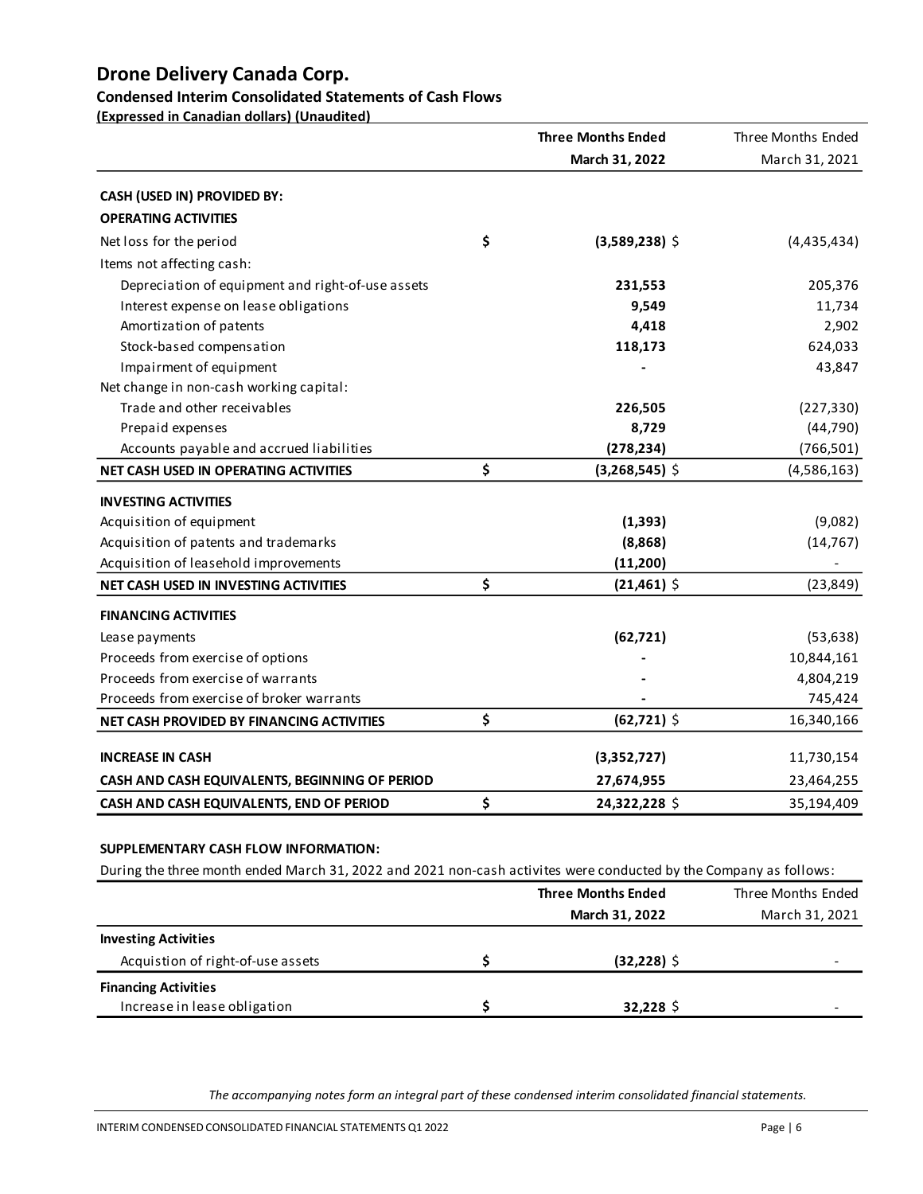# Drone Delivery Canada Corp.

**Condensed Interim Consolidated Statements of Cash Flows**

**(Expressed in Canadian dollars) (Unaudited)**

| | Three Months Ended March 31, 2022 | Three Months Ended March 31, 2021 |
|---|---|---|
| **CASH (USED IN) PROVIDED BY:** | | |
| **OPERATING ACTIVITIES** | | |
| Net loss for the period | $ **(3,589,238)** | $ (4,435,434) |
| Items not affecting cash: | | |
| Depreciation of equipment and right-of-use assets | **231,553** | 205,376 |
| Interest expense on lease obligations | **9,549** | 11,734 |
| Amortization of patents | **4,418** | 2,902 |
| Stock-based compensation | **118,173** | 624,033 |
| Impairment of equipment | **-** | 43,847 |
| Net change in non-cash working capital: | | |
| Trade and other receivables | **226,505** | (227,330) |
| Prepaid expenses | **8,729** | (44,790) |
| Accounts payable and accrued liabilities | **(278,234)** | (766,501) |
| **NET CASH USED IN OPERATING ACTIVITIES** | $ **(3,268,545)** | $ (4,586,163) |
| **INVESTING ACTIVITIES** | | |
| Acquisition of equipment | **(1,393)** | (9,082) |
| Acquisition of patents and trademarks | **(8,868)** | (14,767) |
| Acquisition of leasehold improvements | **(11,200)** | - |
| **NET CASH USED IN INVESTING ACTIVITIES** | $ **(21,461)** | $ (23,849) |
| **FINANCING ACTIVITIES** | | |
| Lease payments | **(62,721)** | (53,638) |
| Proceeds from exercise of options | **-** | 10,844,161 |
| Proceeds from exercise of warrants | **-** | 4,804,219 |
| Proceeds from exercise of broker warrants | **-** | 745,424 |
| **NET CASH PROVIDED BY FINANCING ACTIVITIES** | $ **(62,721)** | $ 16,340,166 |
| **INCREASE IN CASH** | **(3,352,727)** | 11,730,154 |
| **CASH AND CASH EQUIVALENTS, BEGINNING OF PERIOD** | **27,674,955** | 23,464,255 |
| **CASH AND CASH EQUIVALENTS, END OF PERIOD** | $ **24,322,228** | $ 35,194,409 |

**SUPPLEMENTARY CASH FLOW INFORMATION:**

During the three month ended March 31, 2022 and 2021 non-cash activites were conducted by the Company as follows:

| | Three Months Ended March 31, 2022 | Three Months Ended March 31, 2021 |
|---|---|---|
| **Investing Activities** | | |
| Acquistion of right-of-use assets | $ **(32,228)** | $ - |
| **Financing Activities** | | |
| Increase in lease obligation | $ **32,228** | $ - |

*The accompanying notes form an integral part of these condensed interim consolidated financial statements.*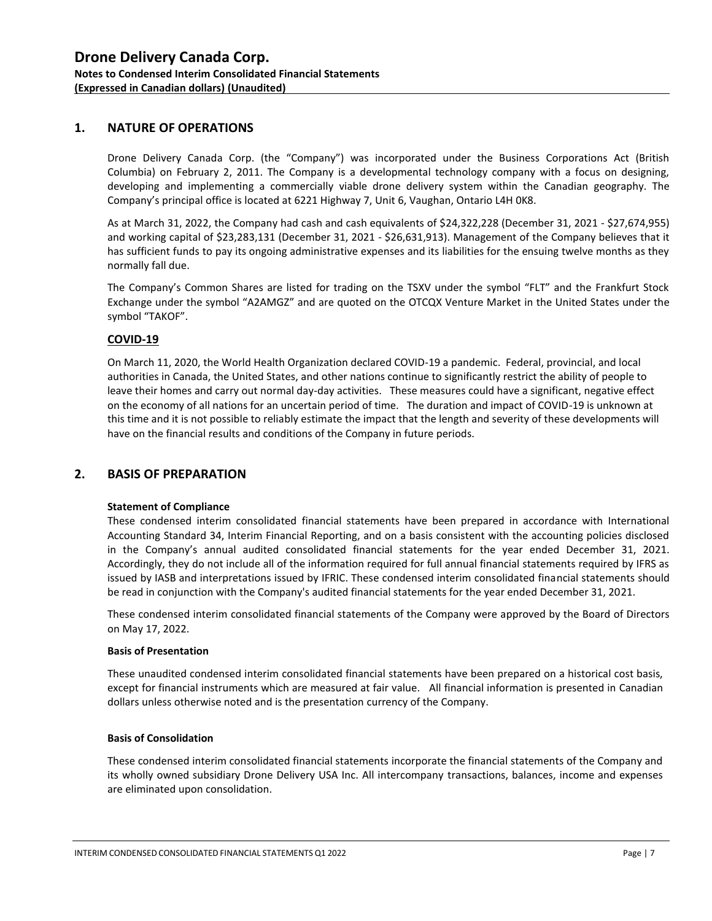## 1. NATURE OF OPERATIONS

Drone Delivery Canada Corp. (the "Company") was incorporated under the Business Corporations Act (British Columbia) on February 2, 2011. The Company is a developmental technology company with a focus on designing, developing and implementing a commercially viable drone delivery system within the Canadian geography. The Company's principal office is located at 6221 Highway 7, Unit 6, Vaughan, Ontario L4H 0K8.

As at March 31, 2022, the Company had cash and cash equivalents of $24,322,228 (December 31, 2021 - $27,674,955) and working capital of $23,283,131 (December 31, 2021 - $26,631,913). Management of the Company believes that it has sufficient funds to pay its ongoing administrative expenses and its liabilities for the ensuing twelve months as they normally fall due.

The Company's Common Shares are listed for trading on the TSXV under the symbol "FLT" and the Frankfurt Stock Exchange under the symbol "A2AMGZ" and are quoted on the OTCQX Venture Market in the United States under the symbol "TAKOF".

### COVID-19

On March 11, 2020, the World Health Organization declared COVID-19 a pandemic. Federal, provincial, and local authorities in Canada, the United States, and other nations continue to significantly restrict the ability of people to leave their homes and carry out normal day-day activities. These measures could have a significant, negative effect on the economy of all nations for an uncertain period of time. The duration and impact of COVID-19 is unknown at this time and it is not possible to reliably estimate the impact that the length and severity of these developments will have on the financial results and conditions of the Company in future periods.

## 2. BASIS OF PREPARATION

**Statement of Compliance**

These condensed interim consolidated financial statements have been prepared in accordance with International Accounting Standard 34, Interim Financial Reporting, and on a basis consistent with the accounting policies disclosed in the Company's annual audited consolidated financial statements for the year ended December 31, 2021. Accordingly, they do not include all of the information required for full annual financial statements required by IFRS as issued by IASB and interpretations issued by IFRIC. These condensed interim consolidated financial statements should be read in conjunction with the Company's audited financial statements for the year ended December 31, 2021.

These condensed interim consolidated financial statements of the Company were approved by the Board of Directors on May 17, 2022.

**Basis of Presentation**

These unaudited condensed interim consolidated financial statements have been prepared on a historical cost basis, except for financial instruments which are measured at fair value. All financial information is presented in Canadian dollars unless otherwise noted and is the presentation currency of the Company.

**Basis of Consolidation**

These condensed interim consolidated financial statements incorporate the financial statements of the Company and its wholly owned subsidiary Drone Delivery USA Inc. All intercompany transactions, balances, income and expenses are eliminated upon consolidation.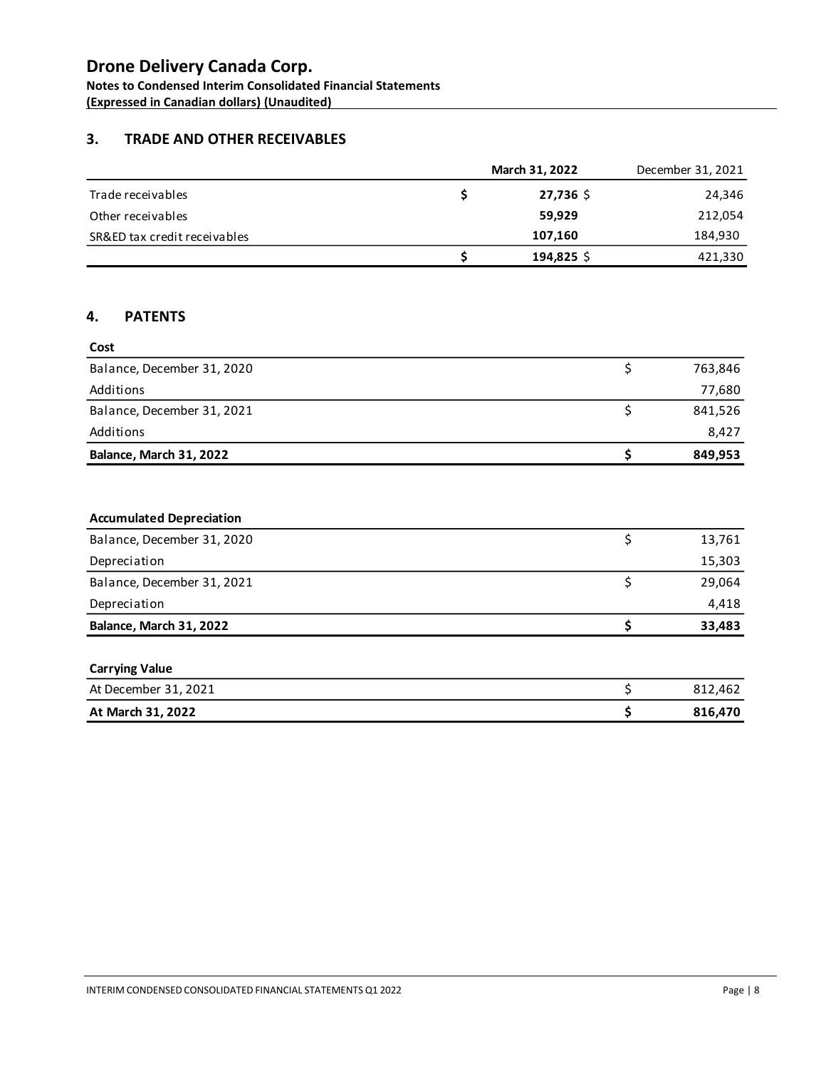# Drone Delivery Canada Corp.

**Notes to Condensed Interim Consolidated Financial Statements**
**(Expressed in Canadian dollars) (Unaudited)**

## 3. TRADE AND OTHER RECEIVABLES

| | March 31, 2022 | December 31, 2021 |
|---|---|---|
| Trade receivables | **$ 27,736** | $ 24,346 |
| Other receivables | **59,929** | 212,054 |
| SR&ED tax credit receivables | **107,160** | 184,930 |
| | **$ 194,825** | $ 421,330 |

## 4. PATENTS

| **Cost** | |
|---|---|
| Balance, December 31, 2020 | $ 763,846 |
| Additions | 77,680 |
| Balance, December 31, 2021 | $ 841,526 |
| Additions | 8,427 |
| **Balance, March 31, 2022** | **$ 849,953** |

| **Accumulated Depreciation** | |
|---|---|
| Balance, December 31, 2020 | $ 13,761 |
| Depreciation | 15,303 |
| Balance, December 31, 2021 | $ 29,064 |
| Depreciation | 4,418 |
| **Balance, March 31, 2022** | **$ 33,483** |

| **Carrying Value** | |
|---|---|
| At December 31, 2021 | $ 812,462 |
| **At March 31, 2022** | **$ 816,470** |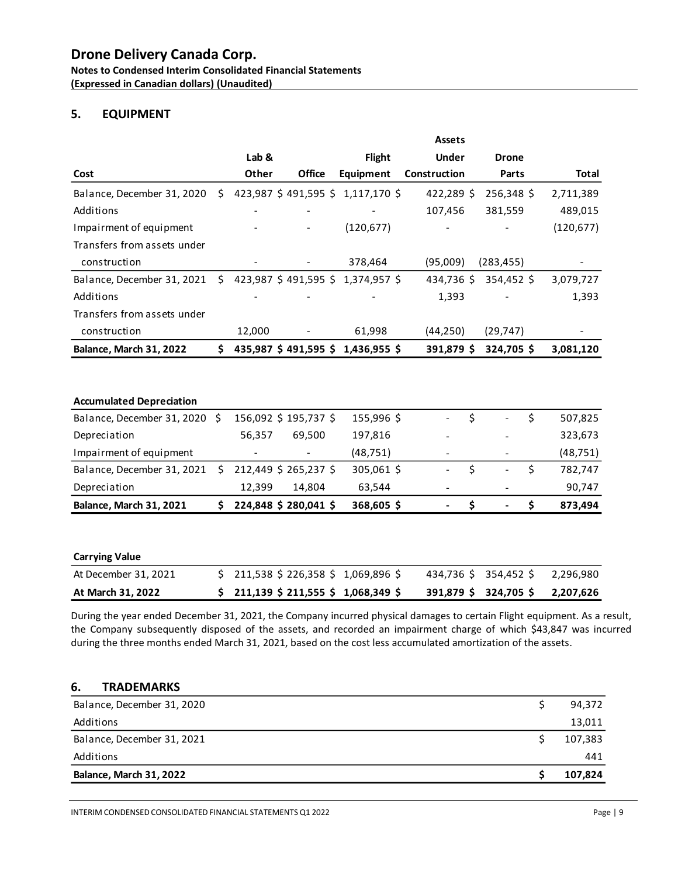# Drone Delivery Canada Corp.

**Notes to Condensed Interim Consolidated Financial Statements**
**(Expressed in Canadian dollars) (Unaudited)**

## 5. EQUIPMENT

| Cost | Lab & Other | Office | Flight Equipment | Assets Under Construction | Drone Parts | Total |
|---|---|---|---|---|---|---|
| Balance, December 31, 2020 | $ 423,987 | $ 491,595 | $ 1,117,170 | $ 422,289 | $ 256,348 | $ 2,711,389 |
| Additions | - | - | - | 107,456 | 381,559 | 489,015 |
| Impairment of equipment | - | - | (120,677) | - | - | (120,677) |
| Transfers from assets under construction | - | - | 378,464 | (95,009) | (283,455) | - |
| Balance, December 31, 2021 | $ 423,987 | $ 491,595 | $ 1,374,957 | $ 434,736 | $ 354,452 | $ 3,079,727 |
| Additions | - | - | - | 1,393 | - | 1,393 |
| Transfers from assets under construction | 12,000 | - | 61,998 | (44,250) | (29,747) | - |
| **Balance, March 31, 2022** | **$ 435,987** | **$ 491,595** | **$ 1,436,955** | **$ 391,879** | **$ 324,705** | **$ 3,081,120** |

| Accumulated Depreciation | Lab & Other | Office | Flight Equipment | Assets Under Construction | Drone Parts | Total |
|---|---|---|---|---|---|---|
| Balance, December 31, 2020 | $ 156,092 | $ 195,737 | $ 155,996 | $ - | $ - | $ 507,825 |
| Depreciation | 56,357 | 69,500 | 197,816 | - | - | 323,673 |
| Impairment of equipment | - | - | (48,751) | - | - | (48,751) |
| Balance, December 31, 2021 | $ 212,449 | $ 265,237 | $ 305,061 | $ - | $ - | $ 782,747 |
| Depreciation | 12,399 | 14,804 | 63,544 | - | - | 90,747 |
| **Balance, March 31, 2021** | **$ 224,848** | **$ 280,041** | **$ 368,605** | **$ -** | **$ -** | **$ 873,494** |

| Carrying Value | Lab & Other | Office | Flight Equipment | Assets Under Construction | Drone Parts | Total |
|---|---|---|---|---|---|---|
| At December 31, 2021 | $ 211,538 | $ 226,358 | $ 1,069,896 | $ 434,736 | $ 354,452 | $ 2,296,980 |
| **At March 31, 2022** | **$ 211,139** | **$ 211,555** | **$ 1,068,349** | **$ 391,879** | **$ 324,705** | **$ 2,207,626** |

During the year ended December 31, 2021, the Company incurred physical damages to certain Flight equipment. As a result, the Company subsequently disposed of the assets, and recorded an impairment charge of which $43,847 was incurred during the three months ended March 31, 2021, based on the cost less accumulated amortization of the assets.

## 6. TRADEMARKS

| | |
|---|---|
| Balance, December 31, 2020 | $ 94,372 |
| Additions | 13,011 |
| Balance, December 31, 2021 | $ 107,383 |
| Additions | 441 |
| **Balance, March 31, 2022** | **$ 107,824** |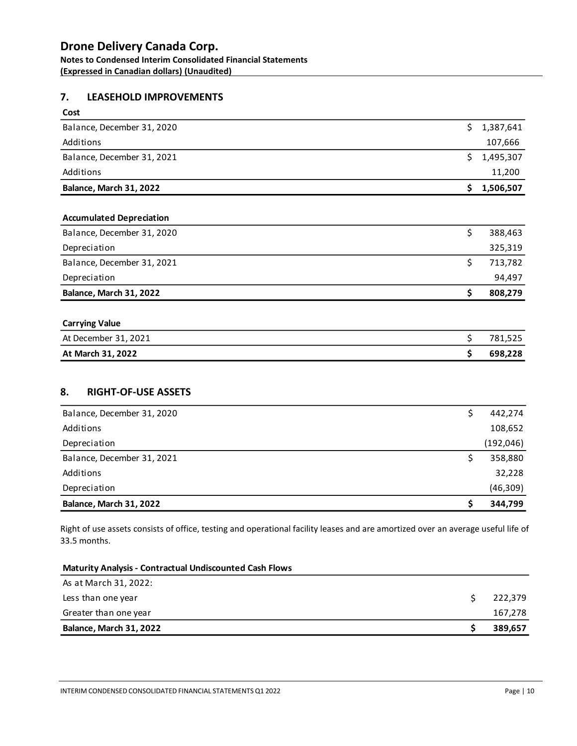# Drone Delivery Canada Corp.

**Notes to Condensed Interim Consolidated Financial Statements**
**(Expressed in Canadian dollars) (Unaudited)**

## 7. LEASEHOLD IMPROVEMENTS

| **Cost** | |
|---|---|
| Balance, December 31, 2020 | $ 1,387,641 |
| Additions | 107,666 |
| Balance, December 31, 2021 | $ 1,495,307 |
| Additions | 11,200 |
| **Balance, March 31, 2022** | **$ 1,506,507** |

| **Accumulated Depreciation** | |
|---|---|
| Balance, December 31, 2020 | $ 388,463 |
| Depreciation | 325,319 |
| Balance, December 31, 2021 | $ 713,782 |
| Depreciation | 94,497 |
| **Balance, March 31, 2022** | **$ 808,279** |

| **Carrying Value** | |
|---|---|
| At December 31, 2021 | $ 781,525 |
| **At March 31, 2022** | **$ 698,228** |

## 8. RIGHT-OF-USE ASSETS

| | |
|---|---|
| Balance, December 31, 2020 | $ 442,274 |
| Additions | 108,652 |
| Depreciation | (192,046) |
| Balance, December 31, 2021 | $ 358,880 |
| Additions | 32,228 |
| Depreciation | (46,309) |
| **Balance, March 31, 2022** | **$ 344,799** |

Right of use assets consists of office, testing and operational facility leases and are amortized over an average useful life of 33.5 months.

| **Maturity Analysis - Contractual Undiscounted Cash Flows** | |
|---|---|
| As at March 31, 2022: | |
| Less than one year | $ 222,379 |
| Greater than one year | 167,278 |
| **Balance, March 31, 2022** | **$ 389,657** |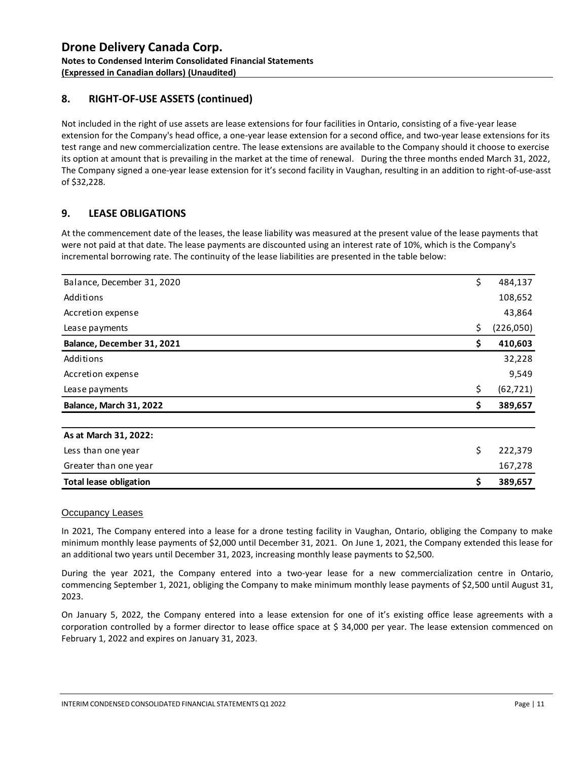## 8. RIGHT-OF-USE ASSETS (continued)

Not included in the right of use assets are lease extensions for four facilities in Ontario, consisting of a five-year lease extension for the Company's head office, a one-year lease extension for a second office, and two-year lease extensions for its test range and new commercialization centre. The lease extensions are available to the Company should it choose to exercise its option at amount that is prevailing in the market at the time of renewal. During the three months ended March 31, 2022, The Company signed a one-year lease extension for it's second facility in Vaughan, resulting in an addition to right-of-use-asst of $32,228.

## 9. LEASE OBLIGATIONS

At the commencement date of the leases, the lease liability was measured at the present value of the lease payments that were not paid at that date. The lease payments are discounted using an interest rate of 10%, which is the Company's incremental borrowing rate. The continuity of the lease liabilities are presented in the table below:

| | | |
|---|---|---|
| Balance, December 31, 2020 | $ | 484,137 |
| Additions | | 108,652 |
| Accretion expense | | 43,864 |
| Lease payments | $ | (226,050) |
| **Balance, December 31, 2021** | **$** | **410,603** |
| Additions | | 32,228 |
| Accretion expense | | 9,549 |
| Lease payments | $ | (62,721) |
| **Balance, March 31, 2022** | **$** | **389,657** |

| | | |
|---|---|---|
| **As at March 31, 2022:** | | |
| Less than one year | $ | 222,379 |
| Greater than one year | | 167,278 |
| **Total lease obligation** | **$** | **389,657** |

Occupancy Leases

In 2021, The Company entered into a lease for a drone testing facility in Vaughan, Ontario, obliging the Company to make minimum monthly lease payments of $2,000 until December 31, 2021. On June 1, 2021, the Company extended this lease for an additional two years until December 31, 2023, increasing monthly lease payments to $2,500.

During the year 2021, the Company entered into a two-year lease for a new commercialization centre in Ontario, commencing September 1, 2021, obliging the Company to make minimum monthly lease payments of $2,500 until August 31, 2023.

On January 5, 2022, the Company entered into a lease extension for one of it's existing office lease agreements with a corporation controlled by a former director to lease office space at $ 34,000 per year. The lease extension commenced on February 1, 2022 and expires on January 31, 2023.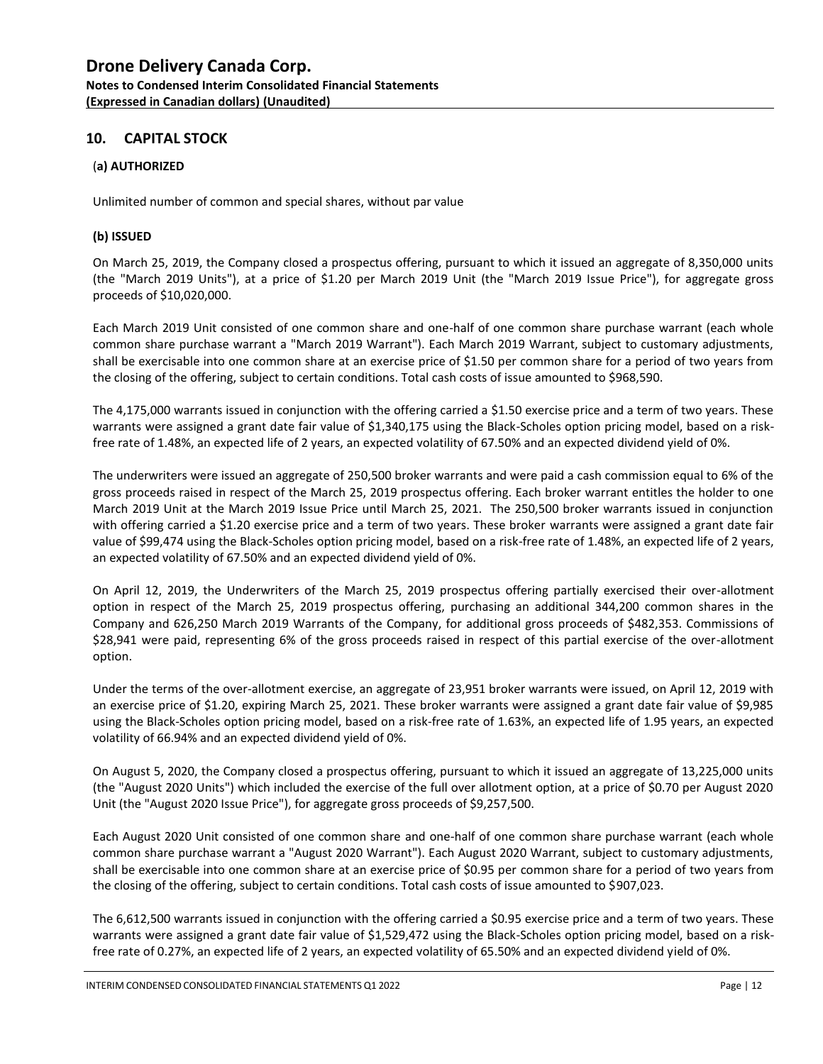## 10. CAPITAL STOCK

### (a) AUTHORIZED

Unlimited number of common and special shares, without par value

### (b) ISSUED

On March 25, 2019, the Company closed a prospectus offering, pursuant to which it issued an aggregate of 8,350,000 units (the "March 2019 Units"), at a price of $1.20 per March 2019 Unit (the "March 2019 Issue Price"), for aggregate gross proceeds of $10,020,000.

Each March 2019 Unit consisted of one common share and one-half of one common share purchase warrant (each whole common share purchase warrant a "March 2019 Warrant"). Each March 2019 Warrant, subject to customary adjustments, shall be exercisable into one common share at an exercise price of $1.50 per common share for a period of two years from the closing of the offering, subject to certain conditions. Total cash costs of issue amounted to $968,590.

The 4,175,000 warrants issued in conjunction with the offering carried a $1.50 exercise price and a term of two years. These warrants were assigned a grant date fair value of $1,340,175 using the Black-Scholes option pricing model, based on a risk-free rate of 1.48%, an expected life of 2 years, an expected volatility of 67.50% and an expected dividend yield of 0%.

The underwriters were issued an aggregate of 250,500 broker warrants and were paid a cash commission equal to 6% of the gross proceeds raised in respect of the March 25, 2019 prospectus offering. Each broker warrant entitles the holder to one March 2019 Unit at the March 2019 Issue Price until March 25, 2021. The 250,500 broker warrants issued in conjunction with offering carried a $1.20 exercise price and a term of two years. These broker warrants were assigned a grant date fair value of $99,474 using the Black-Scholes option pricing model, based on a risk-free rate of 1.48%, an expected life of 2 years, an expected volatility of 67.50% and an expected dividend yield of 0%.

On April 12, 2019, the Underwriters of the March 25, 2019 prospectus offering partially exercised their over-allotment option in respect of the March 25, 2019 prospectus offering, purchasing an additional 344,200 common shares in the Company and 626,250 March 2019 Warrants of the Company, for additional gross proceeds of $482,353. Commissions of $28,941 were paid, representing 6% of the gross proceeds raised in respect of this partial exercise of the over-allotment option.

Under the terms of the over-allotment exercise, an aggregate of 23,951 broker warrants were issued, on April 12, 2019 with an exercise price of $1.20, expiring March 25, 2021. These broker warrants were assigned a grant date fair value of $9,985 using the Black-Scholes option pricing model, based on a risk-free rate of 1.63%, an expected life of 1.95 years, an expected volatility of 66.94% and an expected dividend yield of 0%.

On August 5, 2020, the Company closed a prospectus offering, pursuant to which it issued an aggregate of 13,225,000 units (the "August 2020 Units") which included the exercise of the full over allotment option, at a price of $0.70 per August 2020 Unit (the "August 2020 Issue Price"), for aggregate gross proceeds of $9,257,500.

Each August 2020 Unit consisted of one common share and one-half of one common share purchase warrant (each whole common share purchase warrant a "August 2020 Warrant"). Each August 2020 Warrant, subject to customary adjustments, shall be exercisable into one common share at an exercise price of $0.95 per common share for a period of two years from the closing of the offering, subject to certain conditions. Total cash costs of issue amounted to $907,023.

The 6,612,500 warrants issued in conjunction with the offering carried a $0.95 exercise price and a term of two years. These warrants were assigned a grant date fair value of $1,529,472 using the Black-Scholes option pricing model, based on a risk-free rate of 0.27%, an expected life of 2 years, an expected volatility of 65.50% and an expected dividend yield of 0%.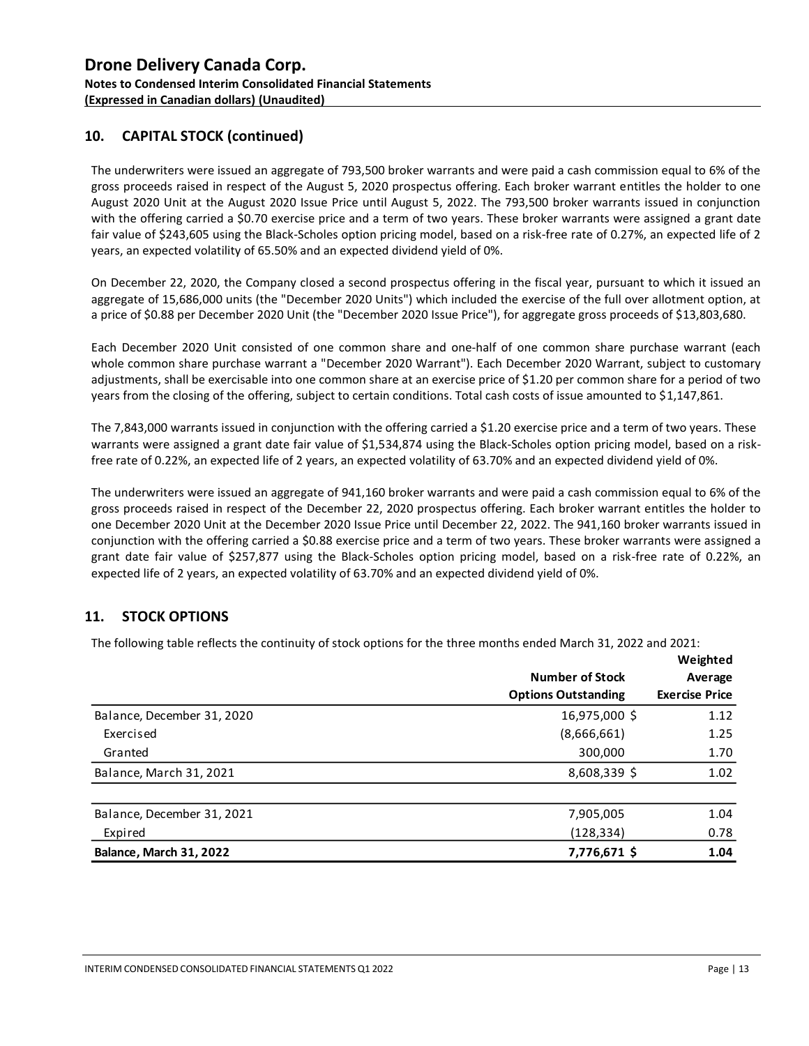# Drone Delivery Canada Corp.

**Notes to Condensed Interim Consolidated Financial Statements**

**(Expressed in Canadian dollars) (Unaudited)**

## 10. CAPITAL STOCK (continued)

The underwriters were issued an aggregate of 793,500 broker warrants and were paid a cash commission equal to 6% of the gross proceeds raised in respect of the August 5, 2020 prospectus offering. Each broker warrant entitles the holder to one August 2020 Unit at the August 2020 Issue Price until August 5, 2022. The 793,500 broker warrants issued in conjunction with the offering carried a $0.70 exercise price and a term of two years. These broker warrants were assigned a grant date fair value of $243,605 using the Black-Scholes option pricing model, based on a risk-free rate of 0.27%, an expected life of 2 years, an expected volatility of 65.50% and an expected dividend yield of 0%.

On December 22, 2020, the Company closed a second prospectus offering in the fiscal year, pursuant to which it issued an aggregate of 15,686,000 units (the "December 2020 Units") which included the exercise of the full over allotment option, at a price of $0.88 per December 2020 Unit (the "December 2020 Issue Price"), for aggregate gross proceeds of $13,803,680.

Each December 2020 Unit consisted of one common share and one-half of one common share purchase warrant (each whole common share purchase warrant a "December 2020 Warrant"). Each December 2020 Warrant, subject to customary adjustments, shall be exercisable into one common share at an exercise price of $1.20 per common share for a period of two years from the closing of the offering, subject to certain conditions. Total cash costs of issue amounted to $1,147,861.

The 7,843,000 warrants issued in conjunction with the offering carried a $1.20 exercise price and a term of two years. These warrants were assigned a grant date fair value of $1,534,874 using the Black-Scholes option pricing model, based on a risk-free rate of 0.22%, an expected life of 2 years, an expected volatility of 63.70% and an expected dividend yield of 0%.

The underwriters were issued an aggregate of 941,160 broker warrants and were paid a cash commission equal to 6% of the gross proceeds raised in respect of the December 22, 2020 prospectus offering. Each broker warrant entitles the holder to one December 2020 Unit at the December 2020 Issue Price until December 22, 2022. The 941,160 broker warrants issued in conjunction with the offering carried a $0.88 exercise price and a term of two years. These broker warrants were assigned a grant date fair value of $257,877 using the Black-Scholes option pricing model, based on a risk-free rate of 0.22%, an expected life of 2 years, an expected volatility of 63.70% and an expected dividend yield of 0%.

## 11. STOCK OPTIONS

The following table reflects the continuity of stock options for the three months ended March 31, 2022 and 2021:

| | Number of Stock Options Outstanding | Weighted Average Exercise Price |
|---|---|---|
| Balance, December 31, 2020 | 16,975,000 $ | 1.12 |
| Exercised | (8,666,661) | 1.25 |
| Granted | 300,000 | 1.70 |
| Balance, March 31, 2021 | 8,608,339 $ | 1.02 |
| | | |
| Balance, December 31, 2021 | 7,905,005 | 1.04 |
| Expired | (128,334) | 0.78 |
| **Balance, March 31, 2022** | **7,776,671 $** | **1.04** |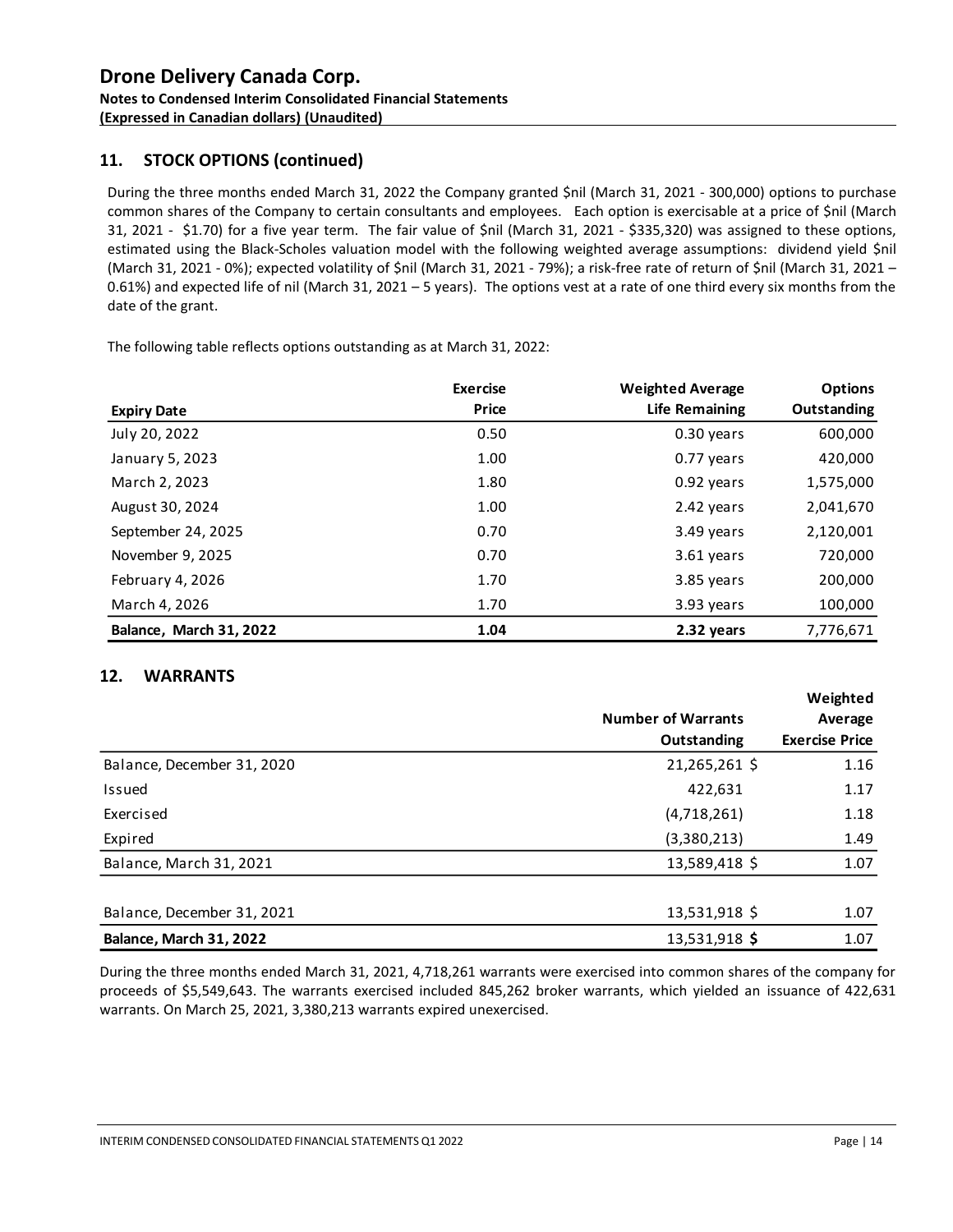## 11. STOCK OPTIONS (continued)

During the three months ended March 31, 2022 the Company granted $nil (March 31, 2021 - 300,000) options to purchase common shares of the Company to certain consultants and employees. Each option is exercisable at a price of $nil (March 31, 2021 - $1.70) for a five year term. The fair value of $nil (March 31, 2021 - $335,320) was assigned to these options, estimated using the Black-Scholes valuation model with the following weighted average assumptions: dividend yield $nil (March 31, 2021 - 0%); expected volatility of $nil (March 31, 2021 - 79%); a risk-free rate of return of $nil (March 31, 2021 – 0.61%) and expected life of nil (March 31, 2021 – 5 years). The options vest at a rate of one third every six months from the date of the grant.

The following table reflects options outstanding as at March 31, 2022:

| Expiry Date | Exercise Price | Weighted Average Life Remaining | Options Outstanding |
|---|---|---|---|
| July 20, 2022 | 0.50 | 0.30 years | 600,000 |
| January 5, 2023 | 1.00 | 0.77 years | 420,000 |
| March 2, 2023 | 1.80 | 0.92 years | 1,575,000 |
| August 30, 2024 | 1.00 | 2.42 years | 2,041,670 |
| September 24, 2025 | 0.70 | 3.49 years | 2,120,001 |
| November 9, 2025 | 0.70 | 3.61 years | 720,000 |
| February 4, 2026 | 1.70 | 3.85 years | 200,000 |
| March 4, 2026 | 1.70 | 3.93 years | 100,000 |
| **Balance, March 31, 2022** | **1.04** | **2.32 years** | 7,776,671 |

## 12. WARRANTS

| | Number of Warrants Outstanding | Weighted Average Exercise Price |
|---|---|---|
| Balance, December 31, 2020 | 21,265,261 | $ 1.16 |
| Issued | 422,631 | 1.17 |
| Exercised | (4,718,261) | 1.18 |
| Expired | (3,380,213) | 1.49 |
| Balance, March 31, 2021 | 13,589,418 | $ 1.07 |
| | | |
| Balance, December 31, 2021 | 13,531,918 | $ 1.07 |
| **Balance, March 31, 2022** | 13,531,918 | **$** 1.07 |

During the three months ended March 31, 2021, 4,718,261 warrants were exercised into common shares of the company for proceeds of $5,549,643. The warrants exercised included 845,262 broker warrants, which yielded an issuance of 422,631 warrants. On March 25, 2021, 3,380,213 warrants expired unexercised.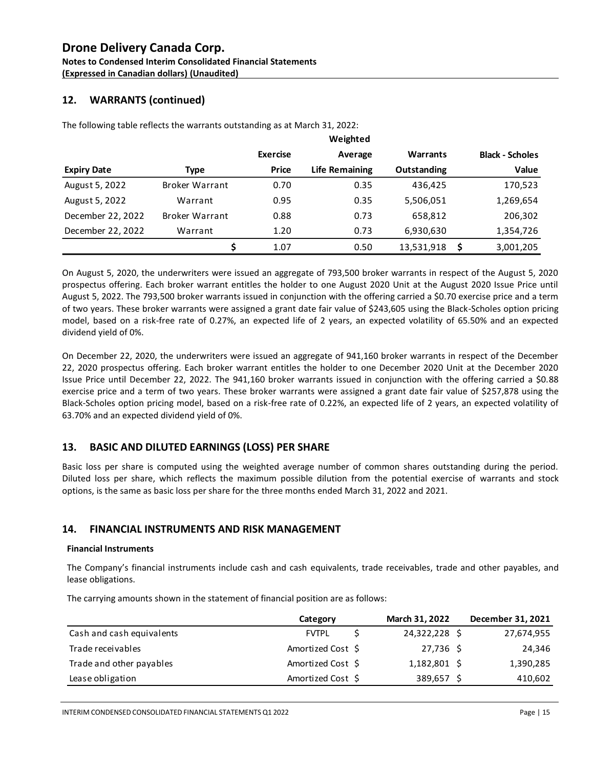**Drone Delivery Canada Corp.**
**Notes to Condensed Interim Consolidated Financial Statements**
**(Expressed in Canadian dollars) (Unaudited)**

## 12. WARRANTS (continued)

The following table reflects the warrants outstanding as at March 31, 2022:

| Expiry Date | Type | Exercise Price | Weighted Average Life Remaining | Warrants Outstanding | Black - Scholes Value |
|---|---|---|---|---|---|
| August 5, 2022 | Broker Warrant | 0.70 | 0.35 | 436,425 | 170,523 |
| August 5, 2022 | Warrant | 0.95 | 0.35 | 5,506,051 | 1,269,654 |
| December 22, 2022 | Broker Warrant | 0.88 | 0.73 | 658,812 | 206,302 |
| December 22, 2022 | Warrant | 1.20 | 0.73 | 6,930,630 | 1,354,726 |
| | | $ 1.07 | 0.50 | 13,531,918 | $ 3,001,205 |

On August 5, 2020, the underwriters were issued an aggregate of 793,500 broker warrants in respect of the August 5, 2020 prospectus offering. Each broker warrant entitles the holder to one August 2020 Unit at the August 2020 Issue Price until August 5, 2022. The 793,500 broker warrants issued in conjunction with the offering carried a $0.70 exercise price and a term of two years. These broker warrants were assigned a grant date fair value of $243,605 using the Black-Scholes option pricing model, based on a risk-free rate of 0.27%, an expected life of 2 years, an expected volatility of 65.50% and an expected dividend yield of 0%.

On December 22, 2020, the underwriters were issued an aggregate of 941,160 broker warrants in respect of the December 22, 2020 prospectus offering. Each broker warrant entitles the holder to one December 2020 Unit at the December 2020 Issue Price until December 22, 2022. The 941,160 broker warrants issued in conjunction with the offering carried a $0.88 exercise price and a term of two years. These broker warrants were assigned a grant date fair value of $257,878 using the Black-Scholes option pricing model, based on a risk-free rate of 0.22%, an expected life of 2 years, an expected volatility of 63.70% and an expected dividend yield of 0%.

## 13. BASIC AND DILUTED EARNINGS (LOSS) PER SHARE

Basic loss per share is computed using the weighted average number of common shares outstanding during the period. Diluted loss per share, which reflects the maximum possible dilution from the potential exercise of warrants and stock options, is the same as basic loss per share for the three months ended March 31, 2022 and 2021.

## 14. FINANCIAL INSTRUMENTS AND RISK MANAGEMENT

### Financial Instruments

The Company's financial instruments include cash and cash equivalents, trade receivables, trade and other payables, and lease obligations.

The carrying amounts shown in the statement of financial position are as follows:

| | Category | March 31, 2022 | December 31, 2021 |
|---|---|---|---|
| Cash and cash equivalents | FVTPL | $ 24,322,228 | $ 27,674,955 |
| Trade receivables | Amortized Cost | $ 27,736 | $ 24,346 |
| Trade and other payables | Amortized Cost | $ 1,182,801 | $ 1,390,285 |
| Lease obligation | Amortized Cost | $ 389,657 | $ 410,602 |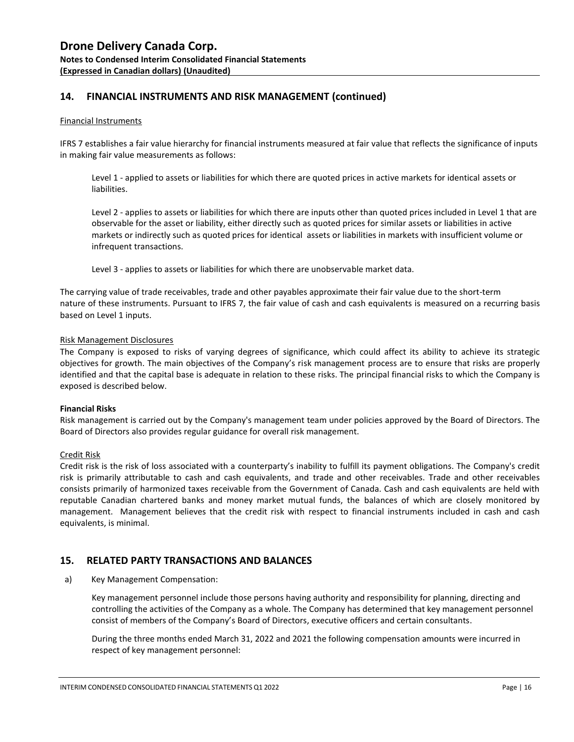## 14. FINANCIAL INSTRUMENTS AND RISK MANAGEMENT (continued)

Financial Instruments

IFRS 7 establishes a fair value hierarchy for financial instruments measured at fair value that reflects the significance of inputs in making fair value measurements as follows:

Level 1 - applied to assets or liabilities for which there are quoted prices in active markets for identical assets or liabilities.

Level 2 - applies to assets or liabilities for which there are inputs other than quoted prices included in Level 1 that are observable for the asset or liability, either directly such as quoted prices for similar assets or liabilities in active markets or indirectly such as quoted prices for identical assets or liabilities in markets with insufficient volume or infrequent transactions.

Level 3 - applies to assets or liabilities for which there are unobservable market data.

The carrying value of trade receivables, trade and other payables approximate their fair value due to the short-term nature of these instruments. Pursuant to IFRS 7, the fair value of cash and cash equivalents is measured on a recurring basis based on Level 1 inputs.

Risk Management Disclosures

The Company is exposed to risks of varying degrees of significance, which could affect its ability to achieve its strategic objectives for growth. The main objectives of the Company's risk management process are to ensure that risks are properly identified and that the capital base is adequate in relation to these risks. The principal financial risks to which the Company is exposed is described below.

**Financial Risks**

Risk management is carried out by the Company's management team under policies approved by the Board of Directors. The Board of Directors also provides regular guidance for overall risk management.

Credit Risk

Credit risk is the risk of loss associated with a counterparty's inability to fulfill its payment obligations. The Company's credit risk is primarily attributable to cash and cash equivalents, and trade and other receivables. Trade and other receivables consists primarily of harmonized taxes receivable from the Government of Canada. Cash and cash equivalents are held with reputable Canadian chartered banks and money market mutual funds, the balances of which are closely monitored by management. Management believes that the credit risk with respect to financial instruments included in cash and cash equivalents, is minimal.

## 15. RELATED PARTY TRANSACTIONS AND BALANCES

a) Key Management Compensation:

Key management personnel include those persons having authority and responsibility for planning, directing and controlling the activities of the Company as a whole. The Company has determined that key management personnel consist of members of the Company's Board of Directors, executive officers and certain consultants.

During the three months ended March 31, 2022 and 2021 the following compensation amounts were incurred in respect of key management personnel: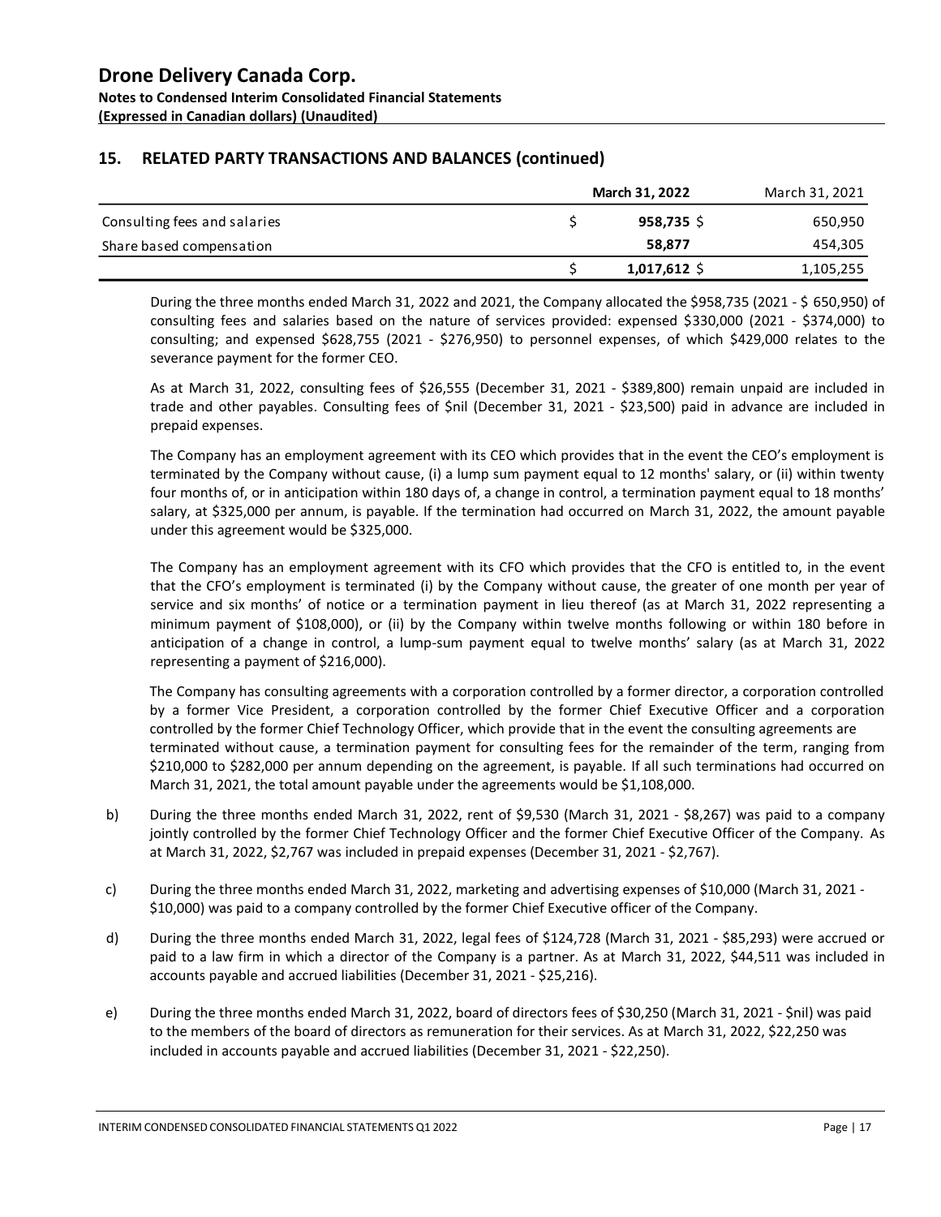## 15. RELATED PARTY TRANSACTIONS AND BALANCES (continued)

| | | March 31, 2022 | March 31, 2021 |
|---|---|---|---|
| Consulting fees and salaries | $ | **958,735** $ | 650,950 |
| Share based compensation | | **58,877** | 454,305 |
| | $ | **1,017,612** $ | 1,105,255 |

During the three months ended March 31, 2022 and 2021, the Company allocated the $958,735 (2021 - $ 650,950) of consulting fees and salaries based on the nature of services provided: expensed $330,000 (2021 - $374,000) to consulting; and expensed $628,755 (2021 - $276,950) to personnel expenses, of which $429,000 relates to the severance payment for the former CEO.

As at March 31, 2022, consulting fees of $26,555 (December 31, 2021 - $389,800) remain unpaid are included in trade and other payables. Consulting fees of $nil (December 31, 2021 - $23,500) paid in advance are included in prepaid expenses.

The Company has an employment agreement with its CEO which provides that in the event the CEO's employment is terminated by the Company without cause, (i) a lump sum payment equal to 12 months' salary, or (ii) within twenty four months of, or in anticipation within 180 days of, a change in control, a termination payment equal to 18 months' salary, at $325,000 per annum, is payable. If the termination had occurred on March 31, 2022, the amount payable under this agreement would be $325,000.

The Company has an employment agreement with its CFO which provides that the CFO is entitled to, in the event that the CFO's employment is terminated (i) by the Company without cause, the greater of one month per year of service and six months' of notice or a termination payment in lieu thereof (as at March 31, 2022 representing a minimum payment of $108,000), or (ii) by the Company within twelve months following or within 180 before in anticipation of a change in control, a lump-sum payment equal to twelve months' salary (as at March 31, 2022 representing a payment of $216,000).

The Company has consulting agreements with a corporation controlled by a former director, a corporation controlled by a former Vice President, a corporation controlled by the former Chief Executive Officer and a corporation controlled by the former Chief Technology Officer, which provide that in the event the consulting agreements are terminated without cause, a termination payment for consulting fees for the remainder of the term, ranging from $210,000 to $282,000 per annum depending on the agreement, is payable. If all such terminations had occurred on March 31, 2021, the total amount payable under the agreements would be $1,108,000.

b) During the three months ended March 31, 2022, rent of $9,530 (March 31, 2021 - $8,267) was paid to a company jointly controlled by the former Chief Technology Officer and the former Chief Executive Officer of the Company. As at March 31, 2022, $2,767 was included in prepaid expenses (December 31, 2021 - $2,767).

c) During the three months ended March 31, 2022, marketing and advertising expenses of $10,000 (March 31, 2021 - $10,000) was paid to a company controlled by the former Chief Executive officer of the Company.

d) During the three months ended March 31, 2022, legal fees of $124,728 (March 31, 2021 - $85,293) were accrued or paid to a law firm in which a director of the Company is a partner. As at March 31, 2022, $44,511 was included in accounts payable and accrued liabilities (December 31, 2021 - $25,216).

e) During the three months ended March 31, 2022, board of directors fees of $30,250 (March 31, 2021 - $nil) was paid to the members of the board of directors as remuneration for their services. As at March 31, 2022, $22,250 was included in accounts payable and accrued liabilities (December 31, 2021 - $22,250).